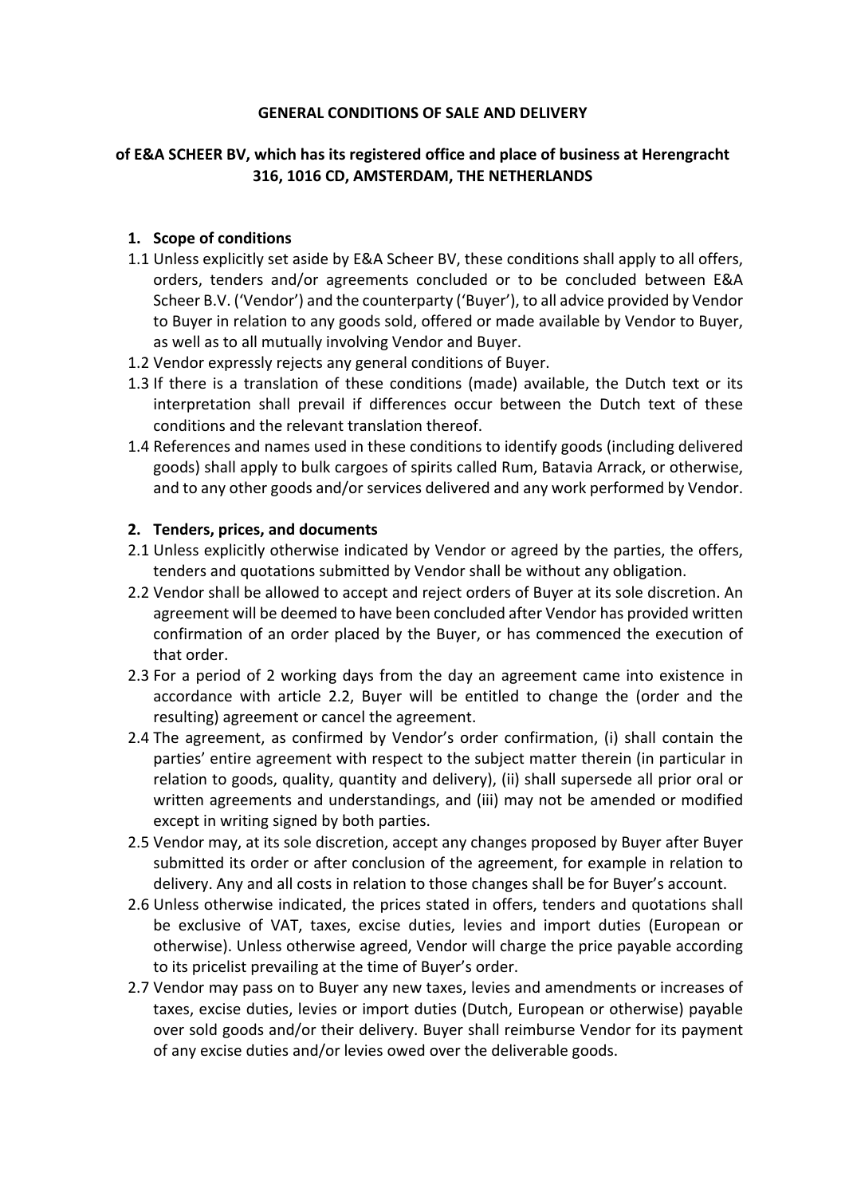# GENERAL CONDITIONS OF SALE AND DELIVERY

## of E&A SCHEER BV, which has its registered office and place of business at Herengracht 316, 1016 CD, AMSTERDAM, THE NETHERLANDS

### 1. Scope of conditions

1.1 Unless explicitly set aside by E&A Scheer BV, these conditions shall apply to all offers, orders, tenders and/or agreements concluded or to be concluded between E&A Scheer B.V. ('Vendor') and the counterparty ('Buyer'), to all advice provided by Vendor to Buyer in relation to any goods sold, offered or made available by Vendor to Buyer, as well as to all mutually involving Vendor and Buyer.

1.2 Vendor expressly rejects any general conditions of Buyer.

1.3 If there is a translation of these conditions (made) available, the Dutch text or its interpretation shall prevail if differences occur between the Dutch text of these conditions and the relevant translation thereof.

1.4 References and names used in these conditions to identify goods (including delivered goods) shall apply to bulk cargoes of spirits called Rum, Batavia Arrack, or otherwise, and to any other goods and/or services delivered and any work performed by Vendor.

### 2. Tenders, prices, and documents

2.1 Unless explicitly otherwise indicated by Vendor or agreed by the parties, the offers, tenders and quotations submitted by Vendor shall be without any obligation.

2.2 Vendor shall be allowed to accept and reject orders of Buyer at its sole discretion. An agreement will be deemed to have been concluded after Vendor has provided written confirmation of an order placed by the Buyer, or has commenced the execution of that order.

2.3 For a period of 2 working days from the day an agreement came into existence in accordance with article 2.2, Buyer will be entitled to change the (order and the resulting) agreement or cancel the agreement.

2.4 The agreement, as confirmed by Vendor's order confirmation, (i) shall contain the parties' entire agreement with respect to the subject matter therein (in particular in relation to goods, quality, quantity and delivery), (ii) shall supersede all prior oral or written agreements and understandings, and (iii) may not be amended or modified except in writing signed by both parties.

2.5 Vendor may, at its sole discretion, accept any changes proposed by Buyer after Buyer submitted its order or after conclusion of the agreement, for example in relation to delivery. Any and all costs in relation to those changes shall be for Buyer's account.

2.6 Unless otherwise indicated, the prices stated in offers, tenders and quotations shall be exclusive of VAT, taxes, excise duties, levies and import duties (European or otherwise). Unless otherwise agreed, Vendor will charge the price payable according to its pricelist prevailing at the time of Buyer's order.

2.7 Vendor may pass on to Buyer any new taxes, levies and amendments or increases of taxes, excise duties, levies or import duties (Dutch, European or otherwise) payable over sold goods and/or their delivery. Buyer shall reimburse Vendor for its payment of any excise duties and/or levies owed over the deliverable goods.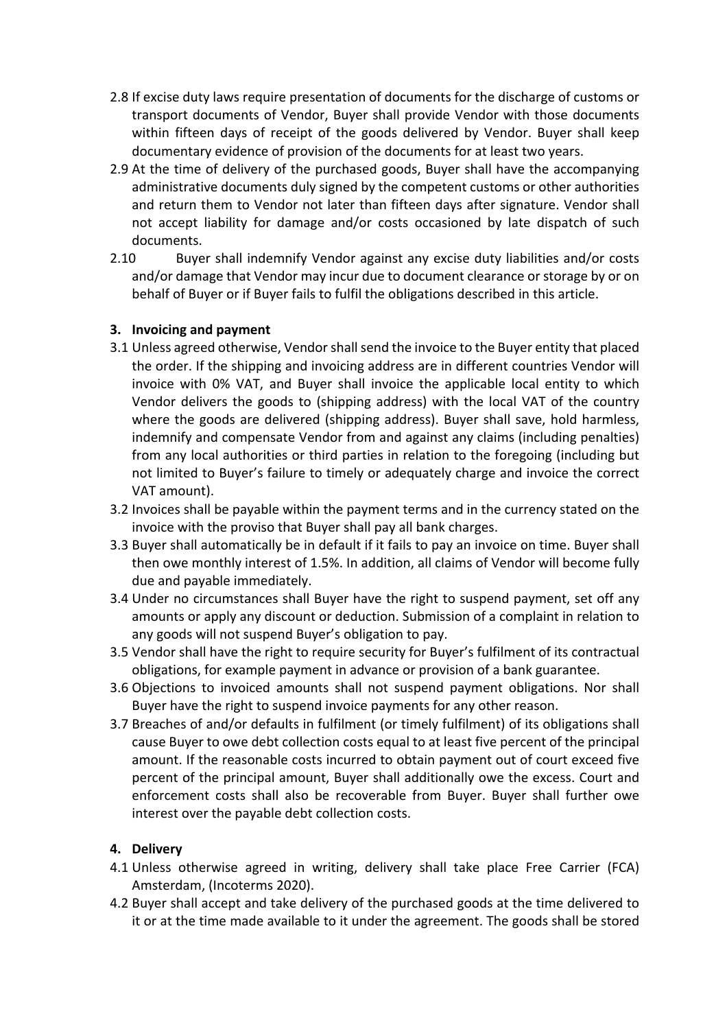2.8 If excise duty laws require presentation of documents for the discharge of customs or transport documents of Vendor, Buyer shall provide Vendor with those documents within fifteen days of receipt of the goods delivered by Vendor. Buyer shall keep documentary evidence of provision of the documents for at least two years.

2.9 At the time of delivery of the purchased goods, Buyer shall have the accompanying administrative documents duly signed by the competent customs or other authorities and return them to Vendor not later than fifteen days after signature. Vendor shall not accept liability for damage and/or costs occasioned by late dispatch of such documents.

2.10 Buyer shall indemnify Vendor against any excise duty liabilities and/or costs and/or damage that Vendor may incur due to document clearance or storage by or on behalf of Buyer or if Buyer fails to fulfil the obligations described in this article.

**3. Invoicing and payment**

3.1 Unless agreed otherwise, Vendor shall send the invoice to the Buyer entity that placed the order. If the shipping and invoicing address are in different countries Vendor will invoice with 0% VAT, and Buyer shall invoice the applicable local entity to which Vendor delivers the goods to (shipping address) with the local VAT of the country where the goods are delivered (shipping address). Buyer shall save, hold harmless, indemnify and compensate Vendor from and against any claims (including penalties) from any local authorities or third parties in relation to the foregoing (including but not limited to Buyer's failure to timely or adequately charge and invoice the correct VAT amount).

3.2 Invoices shall be payable within the payment terms and in the currency stated on the invoice with the proviso that Buyer shall pay all bank charges.

3.3 Buyer shall automatically be in default if it fails to pay an invoice on time. Buyer shall then owe monthly interest of 1.5%. In addition, all claims of Vendor will become fully due and payable immediately.

3.4 Under no circumstances shall Buyer have the right to suspend payment, set off any amounts or apply any discount or deduction. Submission of a complaint in relation to any goods will not suspend Buyer's obligation to pay.

3.5 Vendor shall have the right to require security for Buyer's fulfilment of its contractual obligations, for example payment in advance or provision of a bank guarantee.

3.6 Objections to invoiced amounts shall not suspend payment obligations. Nor shall Buyer have the right to suspend invoice payments for any other reason.

3.7 Breaches of and/or defaults in fulfilment (or timely fulfilment) of its obligations shall cause Buyer to owe debt collection costs equal to at least five percent of the principal amount. If the reasonable costs incurred to obtain payment out of court exceed five percent of the principal amount, Buyer shall additionally owe the excess. Court and enforcement costs shall also be recoverable from Buyer. Buyer shall further owe interest over the payable debt collection costs.

**4. Delivery**

4.1 Unless otherwise agreed in writing, delivery shall take place Free Carrier (FCA) Amsterdam, (Incoterms 2020).

4.2 Buyer shall accept and take delivery of the purchased goods at the time delivered to it or at the time made available to it under the agreement. The goods shall be stored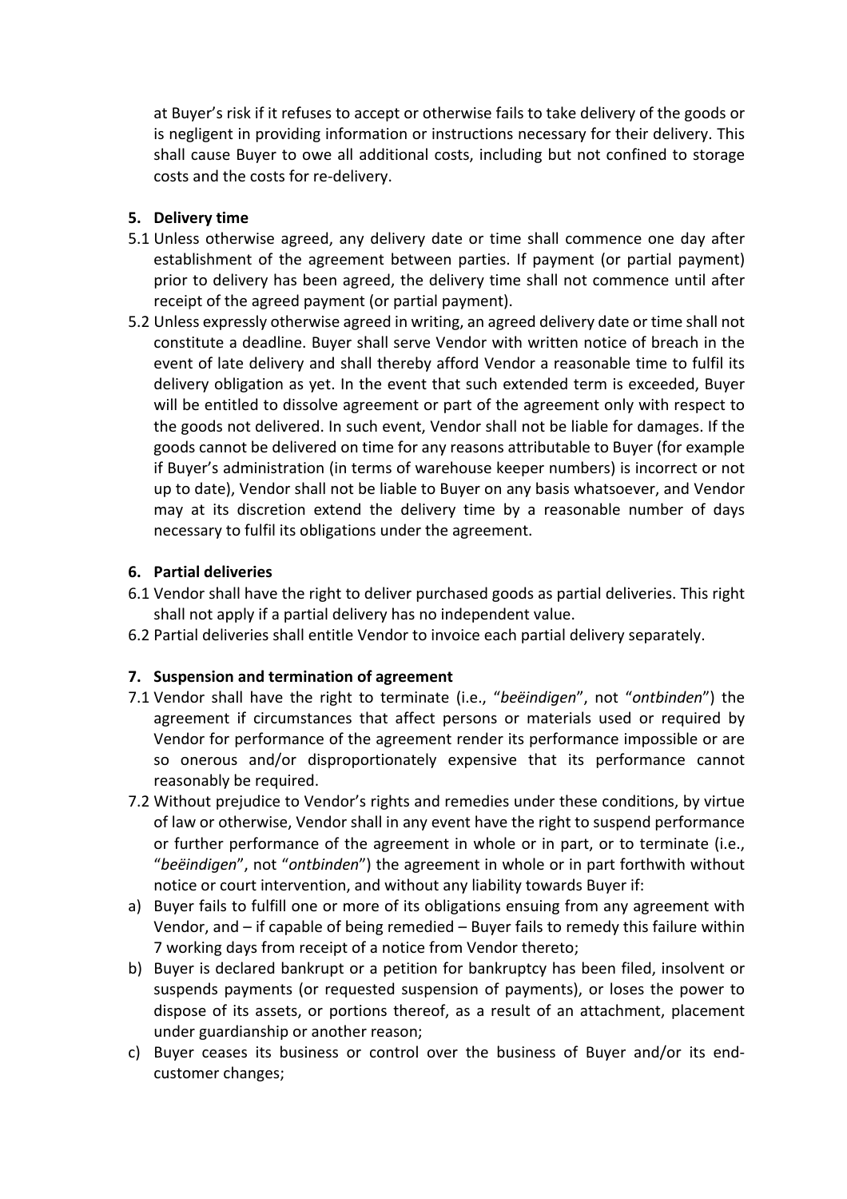at Buyer's risk if it refuses to accept or otherwise fails to take delivery of the goods or is negligent in providing information or instructions necessary for their delivery. This shall cause Buyer to owe all additional costs, including but not confined to storage costs and the costs for re-delivery.

**5. Delivery time**

5.1 Unless otherwise agreed, any delivery date or time shall commence one day after establishment of the agreement between parties. If payment (or partial payment) prior to delivery has been agreed, the delivery time shall not commence until after receipt of the agreed payment (or partial payment).

5.2 Unless expressly otherwise agreed in writing, an agreed delivery date or time shall not constitute a deadline. Buyer shall serve Vendor with written notice of breach in the event of late delivery and shall thereby afford Vendor a reasonable time to fulfil its delivery obligation as yet. In the event that such extended term is exceeded, Buyer will be entitled to dissolve agreement or part of the agreement only with respect to the goods not delivered. In such event, Vendor shall not be liable for damages. If the goods cannot be delivered on time for any reasons attributable to Buyer (for example if Buyer's administration (in terms of warehouse keeper numbers) is incorrect or not up to date), Vendor shall not be liable to Buyer on any basis whatsoever, and Vendor may at its discretion extend the delivery time by a reasonable number of days necessary to fulfil its obligations under the agreement.

**6. Partial deliveries**

6.1 Vendor shall have the right to deliver purchased goods as partial deliveries. This right shall not apply if a partial delivery has no independent value.

6.2 Partial deliveries shall entitle Vendor to invoice each partial delivery separately.

**7. Suspension and termination of agreement**

7.1 Vendor shall have the right to terminate (i.e., "*beëindigen*", not "*ontbinden*") the agreement if circumstances that affect persons or materials used or required by Vendor for performance of the agreement render its performance impossible or are so onerous and/or disproportionately expensive that its performance cannot reasonably be required.

7.2 Without prejudice to Vendor's rights and remedies under these conditions, by virtue of law or otherwise, Vendor shall in any event have the right to suspend performance or further performance of the agreement in whole or in part, or to terminate (i.e., "*beëindigen*", not "*ontbinden*") the agreement in whole or in part forthwith without notice or court intervention, and without any liability towards Buyer if:

a) Buyer fails to fulfill one or more of its obligations ensuing from any agreement with Vendor, and – if capable of being remedied – Buyer fails to remedy this failure within 7 working days from receipt of a notice from Vendor thereto;

b) Buyer is declared bankrupt or a petition for bankruptcy has been filed, insolvent or suspends payments (or requested suspension of payments), or loses the power to dispose of its assets, or portions thereof, as a result of an attachment, placement under guardianship or another reason;

c) Buyer ceases its business or control over the business of Buyer and/or its end-customer changes;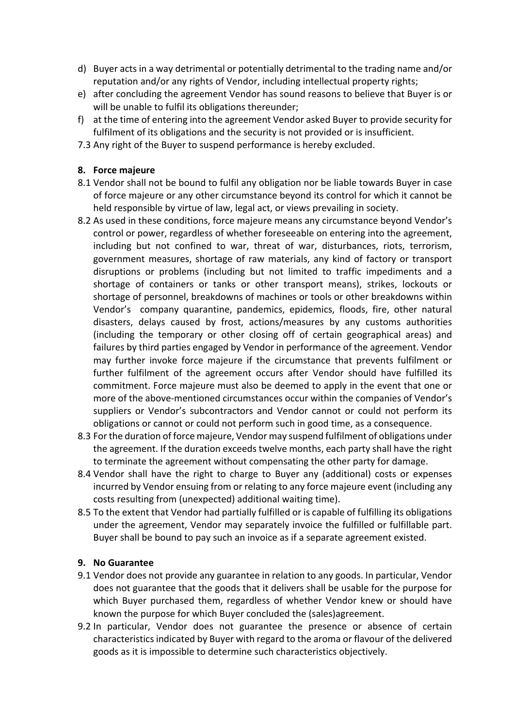d) Buyer acts in a way detrimental or potentially detrimental to the trading name and/or reputation and/or any rights of Vendor, including intellectual property rights;
e) after concluding the agreement Vendor has sound reasons to believe that Buyer is or will be unable to fulfil its obligations thereunder;
f) at the time of entering into the agreement Vendor asked Buyer to provide security for fulfilment of its obligations and the security is not provided or is insufficient.

7.3 Any right of the Buyer to suspend performance is hereby excluded.

## 8. Force majeure

8.1 Vendor shall not be bound to fulfil any obligation nor be liable towards Buyer in case of force majeure or any other circumstance beyond its control for which it cannot be held responsible by virtue of law, legal act, or views prevailing in society.

8.2 As used in these conditions, force majeure means any circumstance beyond Vendor's control or power, regardless of whether foreseeable on entering into the agreement, including but not confined to war, threat of war, disturbances, riots, terrorism, government measures, shortage of raw materials, any kind of factory or transport disruptions or problems (including but not limited to traffic impediments and a shortage of containers or tanks or other transport means), strikes, lockouts or shortage of personnel, breakdowns of machines or tools or other breakdowns within Vendor's company quarantine, pandemics, epidemics, floods, fire, other natural disasters, delays caused by frost, actions/measures by any customs authorities (including the temporary or other closing off of certain geographical areas) and failures by third parties engaged by Vendor in performance of the agreement. Vendor may further invoke force majeure if the circumstance that prevents fulfilment or further fulfilment of the agreement occurs after Vendor should have fulfilled its commitment. Force majeure must also be deemed to apply in the event that one or more of the above-mentioned circumstances occur within the companies of Vendor's suppliers or Vendor's subcontractors and Vendor cannot or could not perform its obligations or cannot or could not perform such in good time, as a consequence.

8.3 For the duration of force majeure, Vendor may suspend fulfilment of obligations under the agreement. If the duration exceeds twelve months, each party shall have the right to terminate the agreement without compensating the other party for damage.

8.4 Vendor shall have the right to charge to Buyer any (additional) costs or expenses incurred by Vendor ensuing from or relating to any force majeure event (including any costs resulting from (unexpected) additional waiting time).

8.5 To the extent that Vendor had partially fulfilled or is capable of fulfilling its obligations under the agreement, Vendor may separately invoice the fulfilled or fulfillable part. Buyer shall be bound to pay such an invoice as if a separate agreement existed.

## 9. No Guarantee

9.1 Vendor does not provide any guarantee in relation to any goods. In particular, Vendor does not guarantee that the goods that it delivers shall be usable for the purpose for which Buyer purchased them, regardless of whether Vendor knew or should have known the purpose for which Buyer concluded the (sales)agreement.

9.2 In particular, Vendor does not guarantee the presence or absence of certain characteristics indicated by Buyer with regard to the aroma or flavour of the delivered goods as it is impossible to determine such characteristics objectively.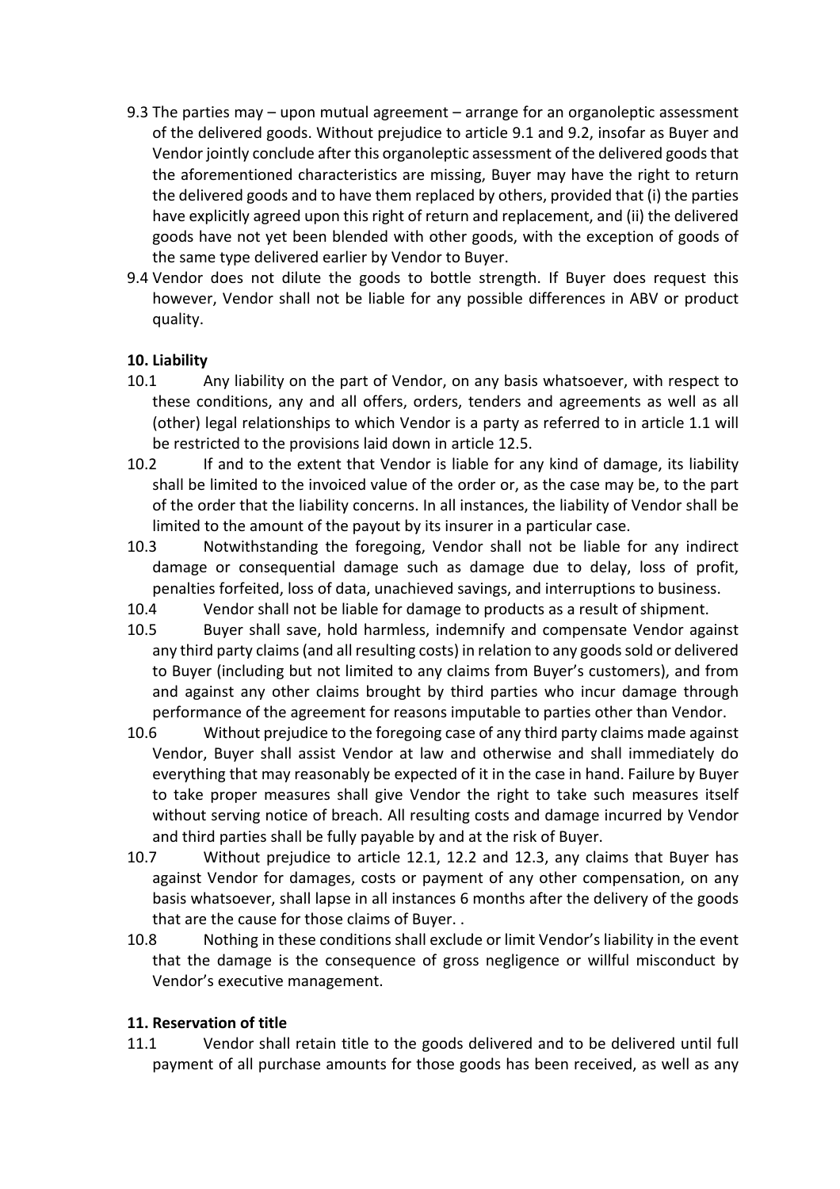9.3 The parties may – upon mutual agreement – arrange for an organoleptic assessment of the delivered goods. Without prejudice to article 9.1 and 9.2, insofar as Buyer and Vendor jointly conclude after this organoleptic assessment of the delivered goods that the aforementioned characteristics are missing, Buyer may have the right to return the delivered goods and to have them replaced by others, provided that (i) the parties have explicitly agreed upon this right of return and replacement, and (ii) the delivered goods have not yet been blended with other goods, with the exception of goods of the same type delivered earlier by Vendor to Buyer.

9.4 Vendor does not dilute the goods to bottle strength. If Buyer does request this however, Vendor shall not be liable for any possible differences in ABV or product quality.

**10. Liability**

10.1 Any liability on the part of Vendor, on any basis whatsoever, with respect to these conditions, any and all offers, orders, tenders and agreements as well as all (other) legal relationships to which Vendor is a party as referred to in article 1.1 will be restricted to the provisions laid down in article 12.5.

10.2 If and to the extent that Vendor is liable for any kind of damage, its liability shall be limited to the invoiced value of the order or, as the case may be, to the part of the order that the liability concerns. In all instances, the liability of Vendor shall be limited to the amount of the payout by its insurer in a particular case.

10.3 Notwithstanding the foregoing, Vendor shall not be liable for any indirect damage or consequential damage such as damage due to delay, loss of profit, penalties forfeited, loss of data, unachieved savings, and interruptions to business.

10.4 Vendor shall not be liable for damage to products as a result of shipment.

10.5 Buyer shall save, hold harmless, indemnify and compensate Vendor against any third party claims (and all resulting costs) in relation to any goods sold or delivered to Buyer (including but not limited to any claims from Buyer's customers), and from and against any other claims brought by third parties who incur damage through performance of the agreement for reasons imputable to parties other than Vendor.

10.6 Without prejudice to the foregoing case of any third party claims made against Vendor, Buyer shall assist Vendor at law and otherwise and shall immediately do everything that may reasonably be expected of it in the case in hand. Failure by Buyer to take proper measures shall give Vendor the right to take such measures itself without serving notice of breach. All resulting costs and damage incurred by Vendor and third parties shall be fully payable by and at the risk of Buyer.

10.7 Without prejudice to article 12.1, 12.2 and 12.3, any claims that Buyer has against Vendor for damages, costs or payment of any other compensation, on any basis whatsoever, shall lapse in all instances 6 months after the delivery of the goods that are the cause for those claims of Buyer. .

10.8 Nothing in these conditions shall exclude or limit Vendor's liability in the event that the damage is the consequence of gross negligence or willful misconduct by Vendor's executive management.

**11. Reservation of title**

11.1 Vendor shall retain title to the goods delivered and to be delivered until full payment of all purchase amounts for those goods has been received, as well as any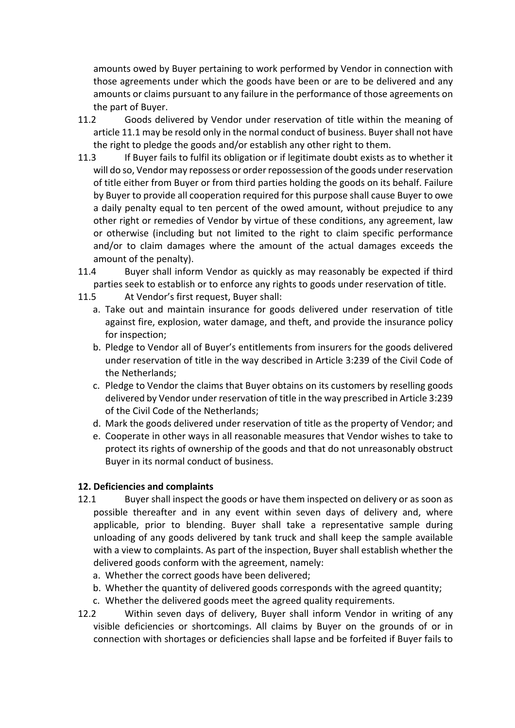amounts owed by Buyer pertaining to work performed by Vendor in connection with those agreements under which the goods have been or are to be delivered and any amounts or claims pursuant to any failure in the performance of those agreements on the part of Buyer.

11.2 Goods delivered by Vendor under reservation of title within the meaning of article 11.1 may be resold only in the normal conduct of business. Buyer shall not have the right to pledge the goods and/or establish any other right to them.

11.3 If Buyer fails to fulfil its obligation or if legitimate doubt exists as to whether it will do so, Vendor may repossess or order repossession of the goods under reservation of title either from Buyer or from third parties holding the goods on its behalf. Failure by Buyer to provide all cooperation required for this purpose shall cause Buyer to owe a daily penalty equal to ten percent of the owed amount, without prejudice to any other right or remedies of Vendor by virtue of these conditions, any agreement, law or otherwise (including but not limited to the right to claim specific performance and/or to claim damages where the amount of the actual damages exceeds the amount of the penalty).

11.4 Buyer shall inform Vendor as quickly as may reasonably be expected if third parties seek to establish or to enforce any rights to goods under reservation of title.

11.5 At Vendor's first request, Buyer shall:

a. Take out and maintain insurance for goods delivered under reservation of title against fire, explosion, water damage, and theft, and provide the insurance policy for inspection;
b. Pledge to Vendor all of Buyer's entitlements from insurers for the goods delivered under reservation of title in the way described in Article 3:239 of the Civil Code of the Netherlands;
c. Pledge to Vendor the claims that Buyer obtains on its customers by reselling goods delivered by Vendor under reservation of title in the way prescribed in Article 3:239 of the Civil Code of the Netherlands;
d. Mark the goods delivered under reservation of title as the property of Vendor; and
e. Cooperate in other ways in all reasonable measures that Vendor wishes to take to protect its rights of ownership of the goods and that do not unreasonably obstruct Buyer in its normal conduct of business.

## 12. Deficiencies and complaints

12.1 Buyer shall inspect the goods or have them inspected on delivery or as soon as possible thereafter and in any event within seven days of delivery and, where applicable, prior to blending. Buyer shall take a representative sample during unloading of any goods delivered by tank truck and shall keep the sample available with a view to complaints. As part of the inspection, Buyer shall establish whether the delivered goods conform with the agreement, namely:

a. Whether the correct goods have been delivered;
b. Whether the quantity of delivered goods corresponds with the agreed quantity;
c. Whether the delivered goods meet the agreed quality requirements.

12.2 Within seven days of delivery, Buyer shall inform Vendor in writing of any visible deficiencies or shortcomings. All claims by Buyer on the grounds of or in connection with shortages or deficiencies shall lapse and be forfeited if Buyer fails to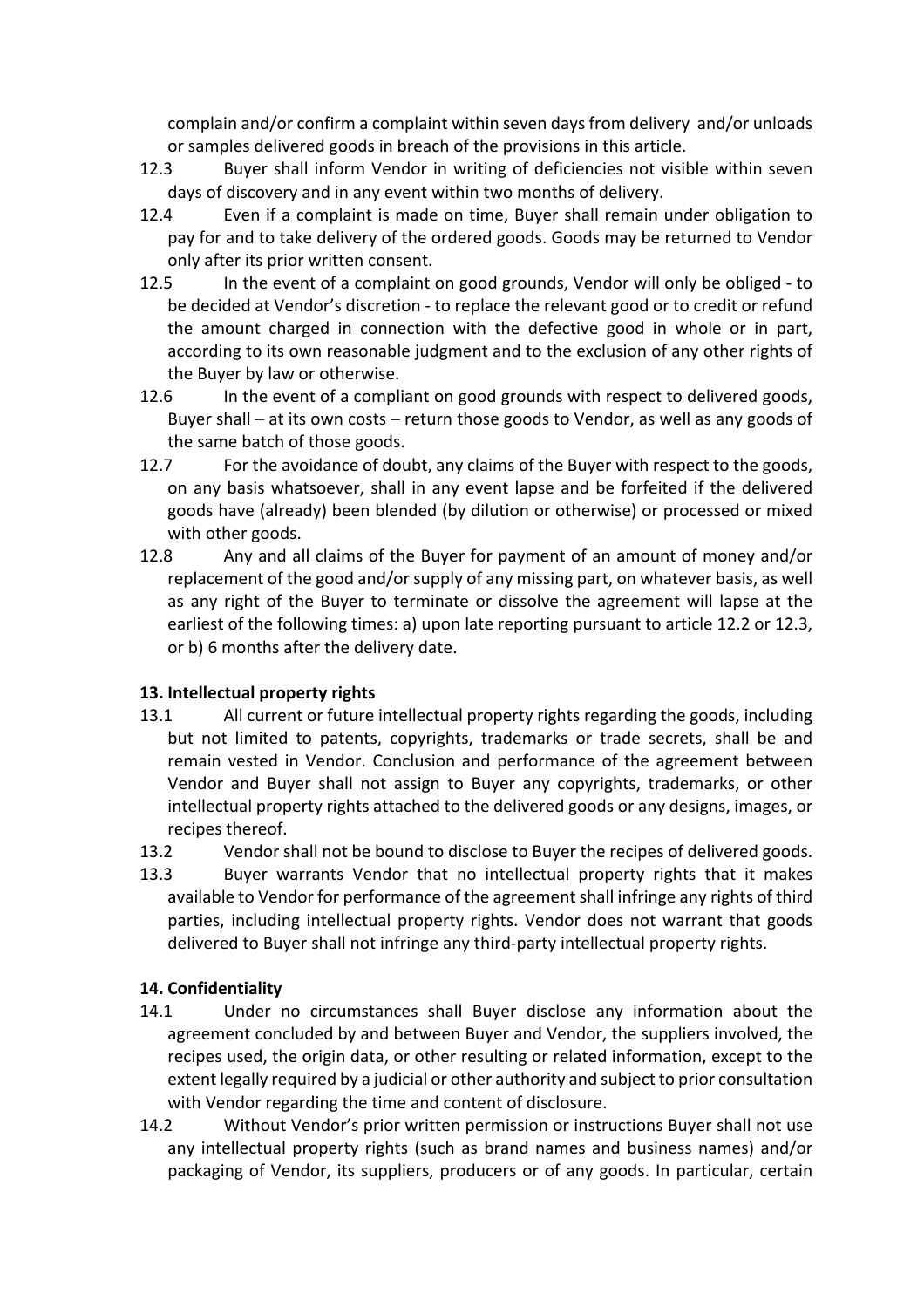complain and/or confirm a complaint within seven days from delivery and/or unloads or samples delivered goods in breach of the provisions in this article.

12.3 Buyer shall inform Vendor in writing of deficiencies not visible within seven days of discovery and in any event within two months of delivery.

12.4 Even if a complaint is made on time, Buyer shall remain under obligation to pay for and to take delivery of the ordered goods. Goods may be returned to Vendor only after its prior written consent.

12.5 In the event of a complaint on good grounds, Vendor will only be obliged - to be decided at Vendor's discretion - to replace the relevant good or to credit or refund the amount charged in connection with the defective good in whole or in part, according to its own reasonable judgment and to the exclusion of any other rights of the Buyer by law or otherwise.

12.6 In the event of a compliant on good grounds with respect to delivered goods, Buyer shall – at its own costs – return those goods to Vendor, as well as any goods of the same batch of those goods.

12.7 For the avoidance of doubt, any claims of the Buyer with respect to the goods, on any basis whatsoever, shall in any event lapse and be forfeited if the delivered goods have (already) been blended (by dilution or otherwise) or processed or mixed with other goods.

12.8 Any and all claims of the Buyer for payment of an amount of money and/or replacement of the good and/or supply of any missing part, on whatever basis, as well as any right of the Buyer to terminate or dissolve the agreement will lapse at the earliest of the following times: a) upon late reporting pursuant to article 12.2 or 12.3, or b) 6 months after the delivery date.

## 13. Intellectual property rights

13.1 All current or future intellectual property rights regarding the goods, including but not limited to patents, copyrights, trademarks or trade secrets, shall be and remain vested in Vendor. Conclusion and performance of the agreement between Vendor and Buyer shall not assign to Buyer any copyrights, trademarks, or other intellectual property rights attached to the delivered goods or any designs, images, or recipes thereof.

13.2 Vendor shall not be bound to disclose to Buyer the recipes of delivered goods.

13.3 Buyer warrants Vendor that no intellectual property rights that it makes available to Vendor for performance of the agreement shall infringe any rights of third parties, including intellectual property rights. Vendor does not warrant that goods delivered to Buyer shall not infringe any third-party intellectual property rights.

## 14. Confidentiality

14.1 Under no circumstances shall Buyer disclose any information about the agreement concluded by and between Buyer and Vendor, the suppliers involved, the recipes used, the origin data, or other resulting or related information, except to the extent legally required by a judicial or other authority and subject to prior consultation with Vendor regarding the time and content of disclosure.

14.2 Without Vendor's prior written permission or instructions Buyer shall not use any intellectual property rights (such as brand names and business names) and/or packaging of Vendor, its suppliers, producers or of any goods. In particular, certain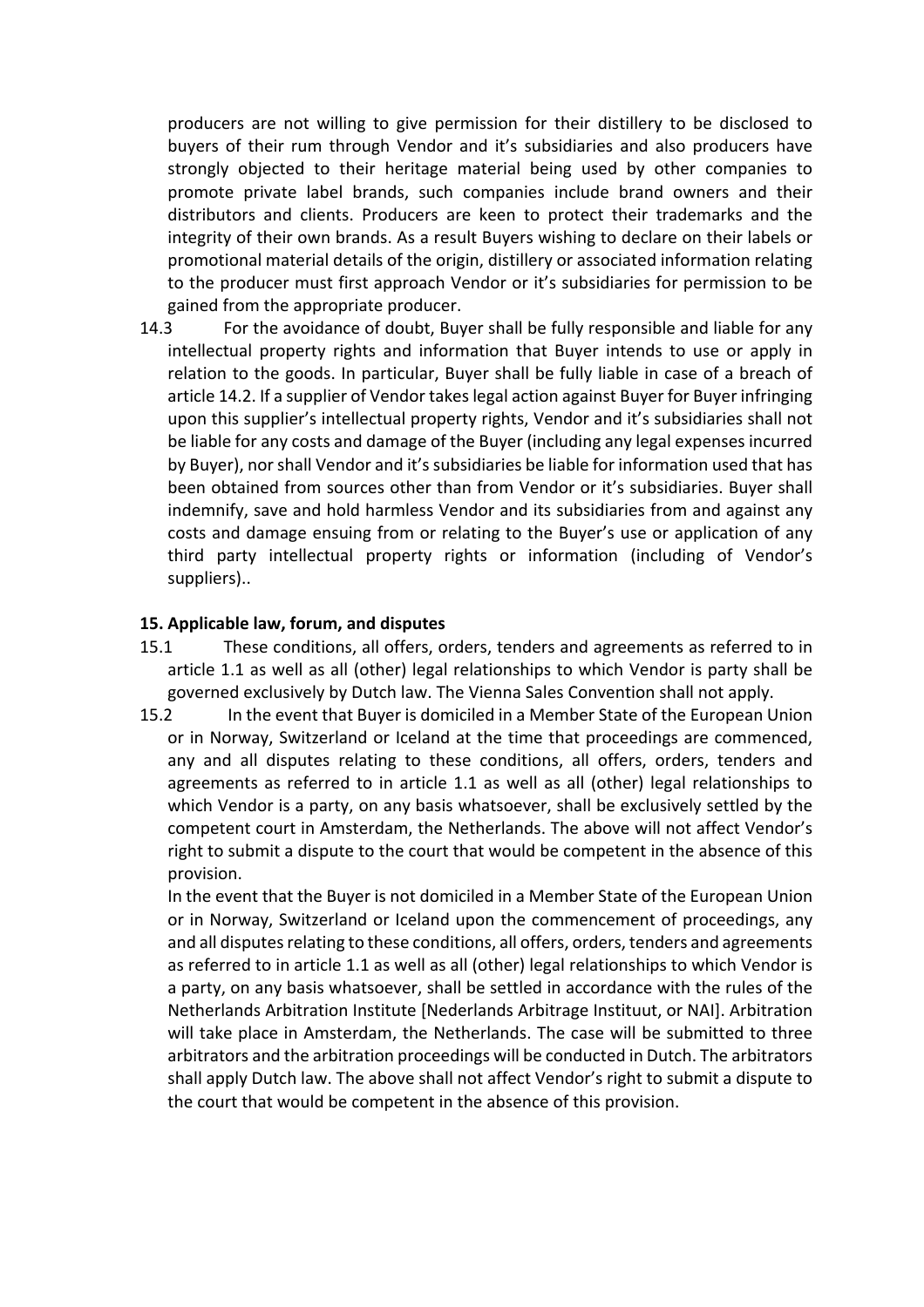producers are not willing to give permission for their distillery to be disclosed to buyers of their rum through Vendor and it's subsidiaries and also producers have strongly objected to their heritage material being used by other companies to promote private label brands, such companies include brand owners and their distributors and clients. Producers are keen to protect their trademarks and the integrity of their own brands. As a result Buyers wishing to declare on their labels or promotional material details of the origin, distillery or associated information relating to the producer must first approach Vendor or it's subsidiaries for permission to be gained from the appropriate producer.

14.3 For the avoidance of doubt, Buyer shall be fully responsible and liable for any intellectual property rights and information that Buyer intends to use or apply in relation to the goods. In particular, Buyer shall be fully liable in case of a breach of article 14.2. If a supplier of Vendor takes legal action against Buyer for Buyer infringing upon this supplier's intellectual property rights, Vendor and it's subsidiaries shall not be liable for any costs and damage of the Buyer (including any legal expenses incurred by Buyer), nor shall Vendor and it's subsidiaries be liable for information used that has been obtained from sources other than from Vendor or it's subsidiaries. Buyer shall indemnify, save and hold harmless Vendor and its subsidiaries from and against any costs and damage ensuing from or relating to the Buyer's use or application of any third party intellectual property rights or information (including of Vendor's suppliers)..

**15. Applicable law, forum, and disputes**

15.1 These conditions, all offers, orders, tenders and agreements as referred to in article 1.1 as well as all (other) legal relationships to which Vendor is party shall be governed exclusively by Dutch law. The Vienna Sales Convention shall not apply.

15.2 In the event that Buyer is domiciled in a Member State of the European Union or in Norway, Switzerland or Iceland at the time that proceedings are commenced, any and all disputes relating to these conditions, all offers, orders, tenders and agreements as referred to in article 1.1 as well as all (other) legal relationships to which Vendor is a party, on any basis whatsoever, shall be exclusively settled by the competent court in Amsterdam, the Netherlands. The above will not affect Vendor's right to submit a dispute to the court that would be competent in the absence of this provision.

In the event that the Buyer is not domiciled in a Member State of the European Union or in Norway, Switzerland or Iceland upon the commencement of proceedings, any and all disputes relating to these conditions, all offers, orders, tenders and agreements as referred to in article 1.1 as well as all (other) legal relationships to which Vendor is a party, on any basis whatsoever, shall be settled in accordance with the rules of the Netherlands Arbitration Institute [Nederlands Arbitrage Instituut, or NAI]. Arbitration will take place in Amsterdam, the Netherlands. The case will be submitted to three arbitrators and the arbitration proceedings will be conducted in Dutch. The arbitrators shall apply Dutch law. The above shall not affect Vendor's right to submit a dispute to the court that would be competent in the absence of this provision.